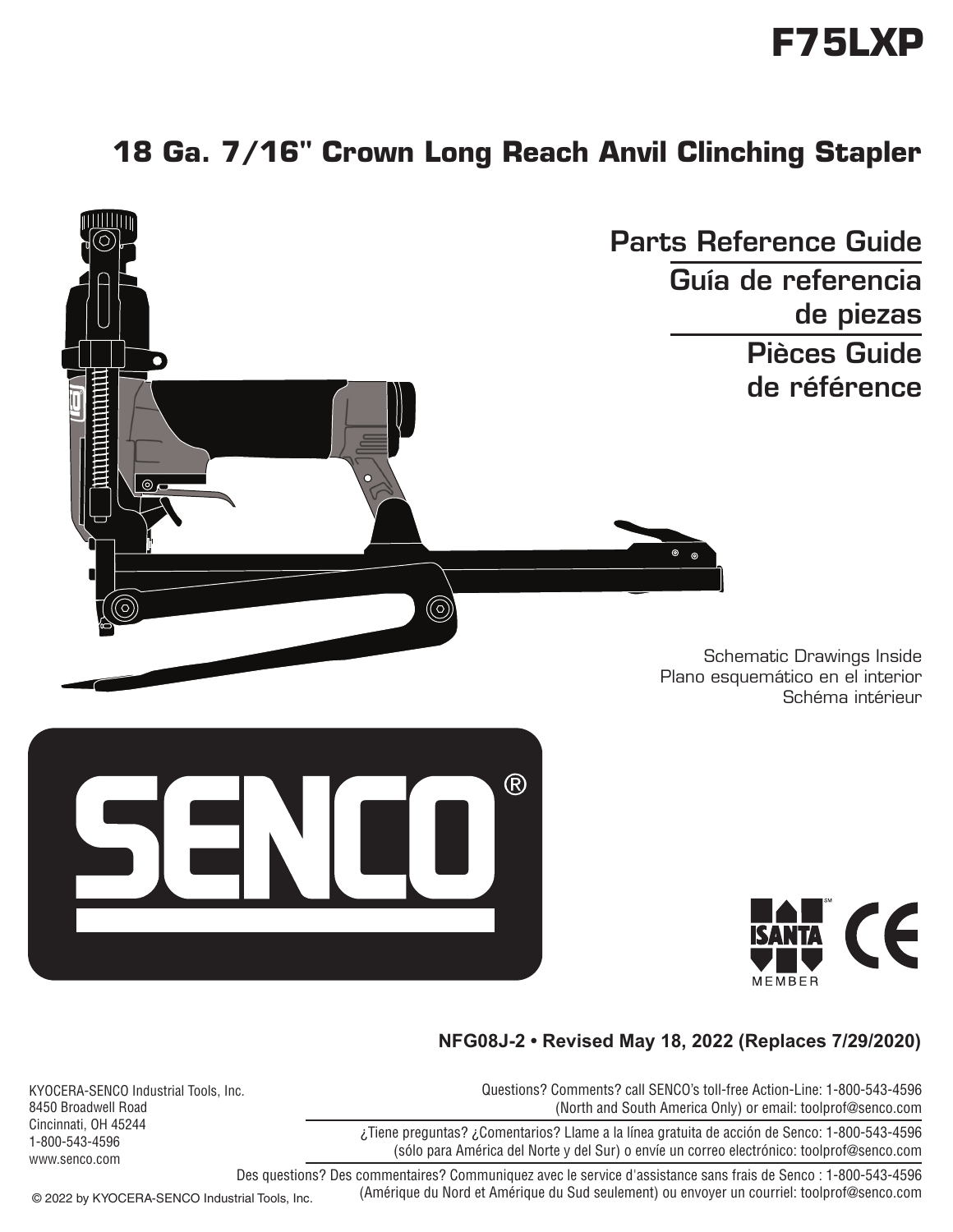# F75LXP

## 18 Ga. 7/16" Crown Long Reach Anvil Clinching Stapler

### Parts Reference Guide

### Guía de referencia de piezas

### Pièces Guide de référence

Schematic Drawings Inside
Plano esquemático en el interior
Schéma intérieur

SENCO®

ISANTA MEMBER

CE

**NFG08J-2 • Revised May 18, 2022 (Replaces 7/29/2020)**

KYOCERA-SENCO Industrial Tools, Inc.
8450 Broadwell Road
Cincinnati, OH 45244
1-800-543-4596
www.senco.com

Questions? Comments? call SENCO's toll-free Action-Line: 1-800-543-4596 (North and South America Only) or email: toolprof@senco.com

¿Tiene preguntas? ¿Comentarios? Llame a la línea gratuita de acción de Senco: 1-800-543-4596 (sólo para América del Norte y del Sur) o envíe un correo electrónico: toolprof@senco.com

Des questions? Des commentaires? Communiquez avec le service d'assistance sans frais de Senco : 1-800-543-4596 (Amérique du Nord et Amérique du Sud seulement) ou envoyer un courriel: toolprof@senco.com

© 2022 by KYOCERA-SENCO Industrial Tools, Inc.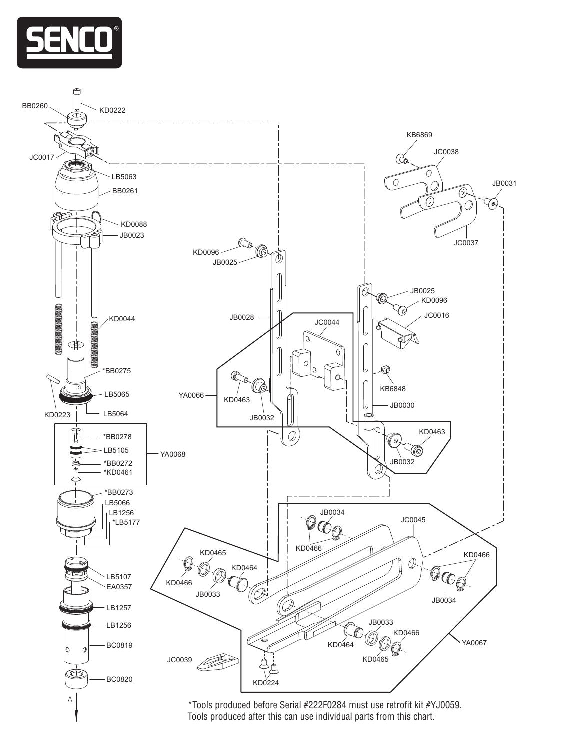*Tools produced before Serial #222F0284 must use retrofit kit #YJ0059.
Tools produced after this can use individual parts from this chart.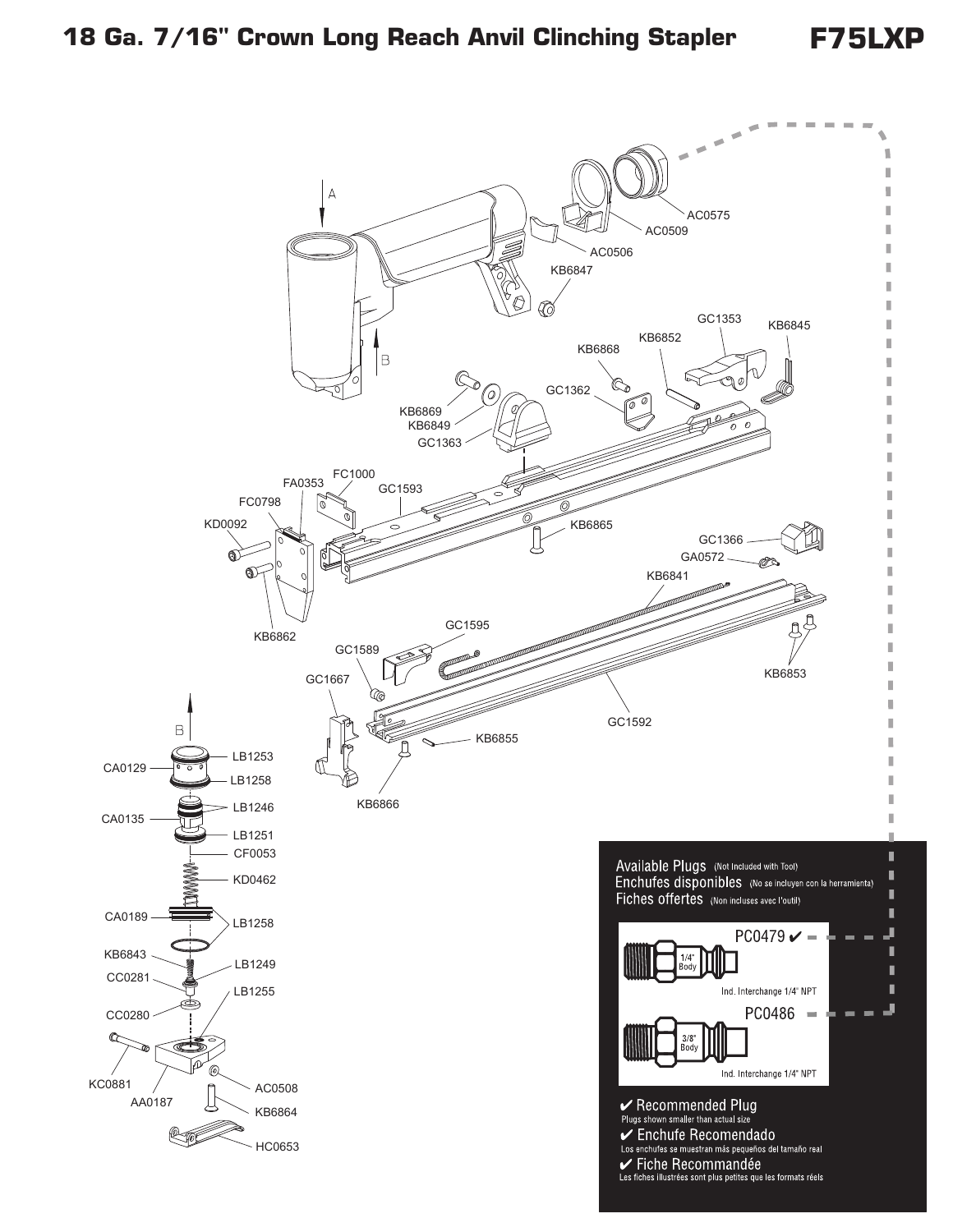# 18 Ga. 7/16" Crown Long Reach Anvil Clinching Stapler

# F75LXP

A

B

AC0575

AC0509

AC0506

KB6847

GC1353

KB6845

KB6852

KB6868

GC1362

KB6869

KB6849

GC1363

FC1000

FA0353

GC1593

FC0798

KD0092

KB6865

GC1366

GA0572

KB6841

KB6862

GC1595

GC1589

KB6853

GC1667

GC1592

KB6855

KB6866

B

LB1253

CA0129

LB1258

LB1246

CA0135

LB1251

CF0053

KD0462

CA0189

LB1258

KB6843

LB1249

CC0281

LB1255

CC0280

KC0881

AA0187

AC0508

KB6864

HC0653

**Available Plugs** (Not Included with Tool)
**Enchufes disponibles** (No se incluyen con la herramienta)
**Fiches offertes** (Non incluses avec l'outil)

PC0479 ✔

1/4" Body

Ind. Interchange 1/4" NPT

PC0486

3/8" Body

Ind. Interchange 1/4" NPT

✔ Recommended Plug
Plugs shown smaller than actual size

✔ Enchufe Recomendado
Los enchufes se muestran más pequeños del tamaño real

✔ Fiche Recommandée
Les fiches illustrées sont plus petites que les formats réels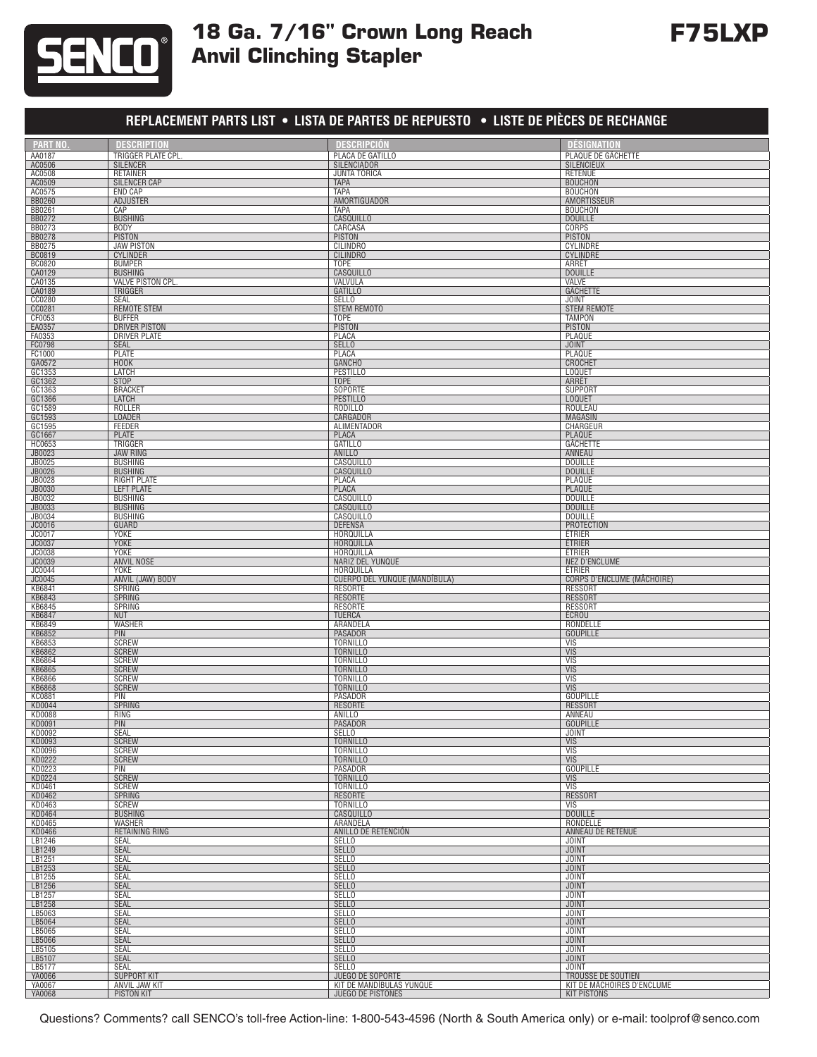# 18 Ga. 7/16" Crown Long Reach Anvil Clinching Stapler

# F75LXP

## REPLACEMENT PARTS LIST • LISTA DE PARTES DE REPUESTO • LISTE DE PIÈCES DE RECHANGE

| PART NO. | DESCRIPTION | DESCRIPCIÓN | DÉSIGNATION |
|---|---|---|---|
| AA0187 | TRIGGER PLATE CPL. | PLACA DE GATILLO | PLAQUE DE GÂCHETTE |
| AC0506 | SILENCER | SILENCIADOR | SILENCIEUX |
| AC0508 | RETAINER | JUNTA TÓRICA | RETENUE |
| AC0509 | SILENCER CAP | TAPA | BOUCHON |
| AC0575 | END CAP | TAPA | BOUCHON |
| BB0260 | ADJUSTER | AMORTIGUADOR | AMORTISSEUR |
| BB0261 | CAP | TAPA | BOUCHON |
| BB0272 | BUSHING | CASQUILLO | DOUILLE |
| BB0273 | BODY | CARCASA | CORPS |
| BB0278 | PISTON | PISTON | PISTON |
| BB0275 | JAW PISTON | CILINDRO | CYLINDRE |
| BC0819 | CYLINDER | CILINDRO | CYLINDRE |
| BC0820 | BUMPER | TOPE | ARRÊT |
| CA0129 | BUSHING | CASQUILLO | DOUILLE |
| CA0135 | VALVE PISTON CPL. | VALVULA | VALVE |
| CA0189 | TRIGGER | GATILLO | GÂCHETTE |
| CC0280 | SEAL | SELLO | JOINT |
| CC0281 | REMOTE STEM | STEM REMOTO | STEM REMOTE |
| CF0053 | BUFFER | TOPE | TAMPON |
| EA0357 | DRIVER PISTON | PISTON | PISTON |
| FA0353 | DRIVER PLATE | PLACA | PLAQUE |
| FC0798 | SEAL | SELLO | JOINT |
| FC1000 | PLATE | PLACA | PLAQUE |
| GA0572 | HOOK | GANCHO | CROCHET |
| GC1353 | LATCH | PESTILLO | LOQUET |
| GC1362 | STOP | TOPE | ARRÊT |
| GC1363 | BRACKET | SOPORTE | SUPPORT |
| GC1366 | LATCH | PESTILLO | LOQUET |
| GC1589 | ROLLER | RODILLO | ROULEAU |
| GC1593 | LOADER | CARGADOR | MAGASIN |
| GC1595 | FEEDER | ALIMENTADOR | CHARGEUR |
| GC1667 | PLATE | PLACA | PLAQUE |
| HC0653 | TRIGGER | GATILLO | GÂCHETTE |
| JB0023 | JAW RING | ANILLO | ANNEAU |
| JB0025 | BUSHING | CASQUILLO | DOUILLE |
| JB0026 | BUSHING | CASQUILLO | DOUILLE |
| JB0028 | RIGHT PLATE | PLACA | PLAQUE |
| JB0030 | LEFT PLATE | PLACA | PLAQUE |
| JB0032 | BUSHING | CASQUILLO | DOUILLE |
| JB0033 | BUSHING | CASQUILLO | DOUILLE |
| JB0034 | BUSHING | CASQUILLO | DOUILLE |
| JC0016 | GUARD | DEFENSA | PROTECTION |
| JC0017 | YOKE | HORQUILLA | ÉTRIER |
| JC0037 | YOKE | HORQUILLA | ÉTRIER |
| JC0038 | YOKE | HORQUILLA | ÉTRIER |
| JC0039 | ANVIL NOSE | NARIZ DEL YUNQUE | NEZ D'ENCLUME |
| JC0044 | YOKE | HORQUILLA | ÉTRIER |
| JC0045 | ANVIL (JAW) BODY | CUERPO DEL YUNQUE (MANDÍBULA) | CORPS D'ENCLUME (MÂCHOIRE) |
| KB6841 | SPRING | RESORTE | RESSORT |
| KB6843 | SPRING | RESORTE | RESSORT |
| KB6845 | SPRING | RESORTE | RESSORT |
| KB6847 | NUT | TUERCA | ÉCROU |
| KB6849 | WASHER | ARANDELA | RONDELLE |
| KB6852 | PIN | PASADOR | GOUPILLE |
| KB6853 | SCREW | TORNILLO | VIS |
| KB6862 | SCREW | TORNILLO | VIS |
| KB6864 | SCREW | TORNILLO | VIS |
| KB6865 | SCREW | TORNILLO | VIS |
| KB6866 | SCREW | TORNILLO | VIS |
| KB6868 | SCREW | TORNILLO | VIS |
| KC0881 | PIN | PASADOR | GOUPILLE |
| KD0044 | SPRING | RESORTE | RESSORT |
| KD0088 | RING | ANILLO | ANNEAU |
| KD0091 | PIN | PASADOR | GOUPILLE |
| KD0092 | SEAL | SELLO | JOINT |
| KD0093 | SCREW | TORNILLO | VIS |
| KD0096 | SCREW | TORNILLO | VIS |
| KD0222 | SCREW | TORNILLO | VIS |
| KD0223 | PIN | PASADOR | GOUPILLE |
| KD0224 | SCREW | TORNILLO | VIS |
| KD0461 | SCREW | TORNILLO | VIS |
| KD0462 | SPRING | RESORTE | RESSORT |
| KD0463 | SCREW | TORNILLO | VIS |
| KD0464 | BUSHING | CASQUILLO | DOUILLE |
| KD0465 | WASHER | ARANDELA | RONDELLE |
| KD0466 | RETAINING RING | ANILLO DE RETENCIÓN | ANNEAU DE RETENUE |
| LB1246 | SEAL | SELLO | JOINT |
| LB1249 | SEAL | SELLO | JOINT |
| LB1251 | SEAL | SELLO | JOINT |
| LB1253 | SEAL | SELLO | JOINT |
| LB1255 | SEAL | SELLO | JOINT |
| LB1256 | SEAL | SELLO | JOINT |
| LB1257 | SEAL | SELLO | JOINT |
| LB1258 | SEAL | SELLO | JOINT |
| LB5063 | SEAL | SELLO | JOINT |
| LB5064 | SEAL | SELLO | JOINT |
| LB5065 | SEAL | SELLO | JOINT |
| LB5066 | SEAL | SELLO | JOINT |
| LB5105 | SEAL | SELLO | JOINT |
| LB5107 | SEAL | SELLO | JOINT |
| LB5177 | SEAL | SELLO | JOINT |
| YA0066 | SUPPORT KIT | JUEGO DE SOPORTE | TROUSSE DE SOUTIEN |
| YA0067 | ANVIL JAW KIT | KIT DE MANDÍBULAS YUNQUE | KIT DE MÂCHOIRES D'ENCLUME |
| YA0068 | PISTON KIT | JUEGO DE PISTONES | KIT PISTONS |

Questions? Comments? call SENCO's toll-free Action-line: 1-800-543-4596 (North & South America only) or e-mail: toolprof@senco.com